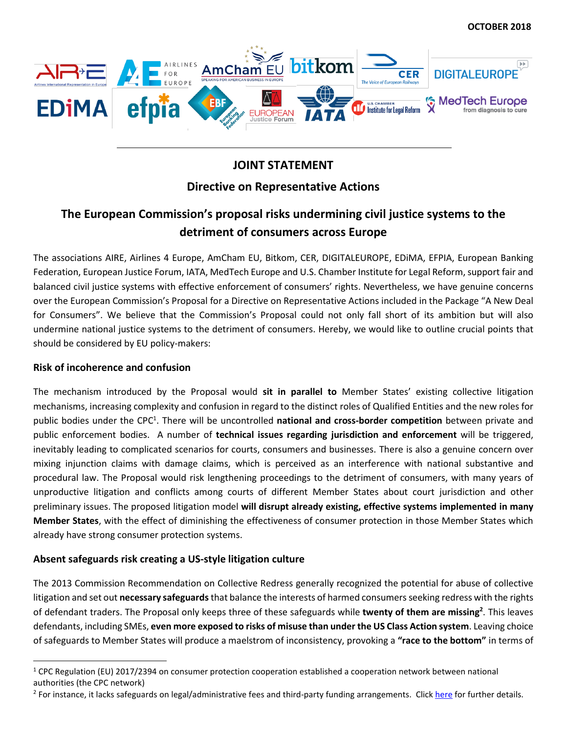OCTOBER 2018

# JOINT STATEMENT

## Directive on Representative Actions

## The European Commission's proposal risks undermining civil justice systems to the detriment of consumers across Europe

The associations AIRE, Airlines 4 Europe, AmCham EU, Bitkom, CER, DIGITALEUROPE, EDiMA, EFPIA, European Banking Federation, European Justice Forum, IATA, MedTech Europe and U.S. Chamber Institute for Legal Reform, support fair and balanced civil justice systems with effective enforcement of consumers' rights. Nevertheless, we have genuine concerns over the European Commission's Proposal for a Directive on Representative Actions included in the Package "A New Deal for Consumers". We believe that the Commission's Proposal could not only fall short of its ambition but will also undermine national justice systems to the detriment of consumers. Hereby, we would like to outline crucial points that should be considered by EU policy-makers:

### Risk of incoherence and confusion

The mechanism introduced by the Proposal would **sit in parallel to** Member States' existing collective litigation mechanisms, increasing complexity and confusion in regard to the distinct roles of Qualified Entities and the new roles for public bodies under the CPC[1]. There will be uncontrolled **national and cross-border competition** between private and public enforcement bodies. A number of **technical issues regarding jurisdiction and enforcement** will be triggered, inevitably leading to complicated scenarios for courts, consumers and businesses. There is also a genuine concern over mixing injunction claims with damage claims, which is perceived as an interference with national substantive and procedural law. The Proposal would risk lengthening proceedings to the detriment of consumers, with many years of unproductive litigation and conflicts among courts of different Member States about court jurisdiction and other preliminary issues. The proposed litigation model **will disrupt already existing, effective systems implemented in many Member States**, with the effect of diminishing the effectiveness of consumer protection in those Member States which already have strong consumer protection systems.

### Absent safeguards risk creating a US-style litigation culture

The 2013 Commission Recommendation on Collective Redress generally recognized the potential for abuse of collective litigation and set out **necessary safeguards** that balance the interests of harmed consumers seeking redress with the rights of defendant traders. The Proposal only keeps three of these safeguards while **twenty of them are missing[2]**. This leaves defendants, including SMEs, **even more exposed to risks of misuse than under the US Class Action system**. Leaving choice of safeguards to Member States will produce a maelstrom of inconsistency, provoking a **"race to the bottom"** in terms of

---

[1] CPC Regulation (EU) 2017/2394 on consumer protection cooperation established a cooperation network between national authorities (the CPC network)

[2] For instance, it lacks safeguards on legal/administrative fees and third-party funding arrangements. Click here for further details.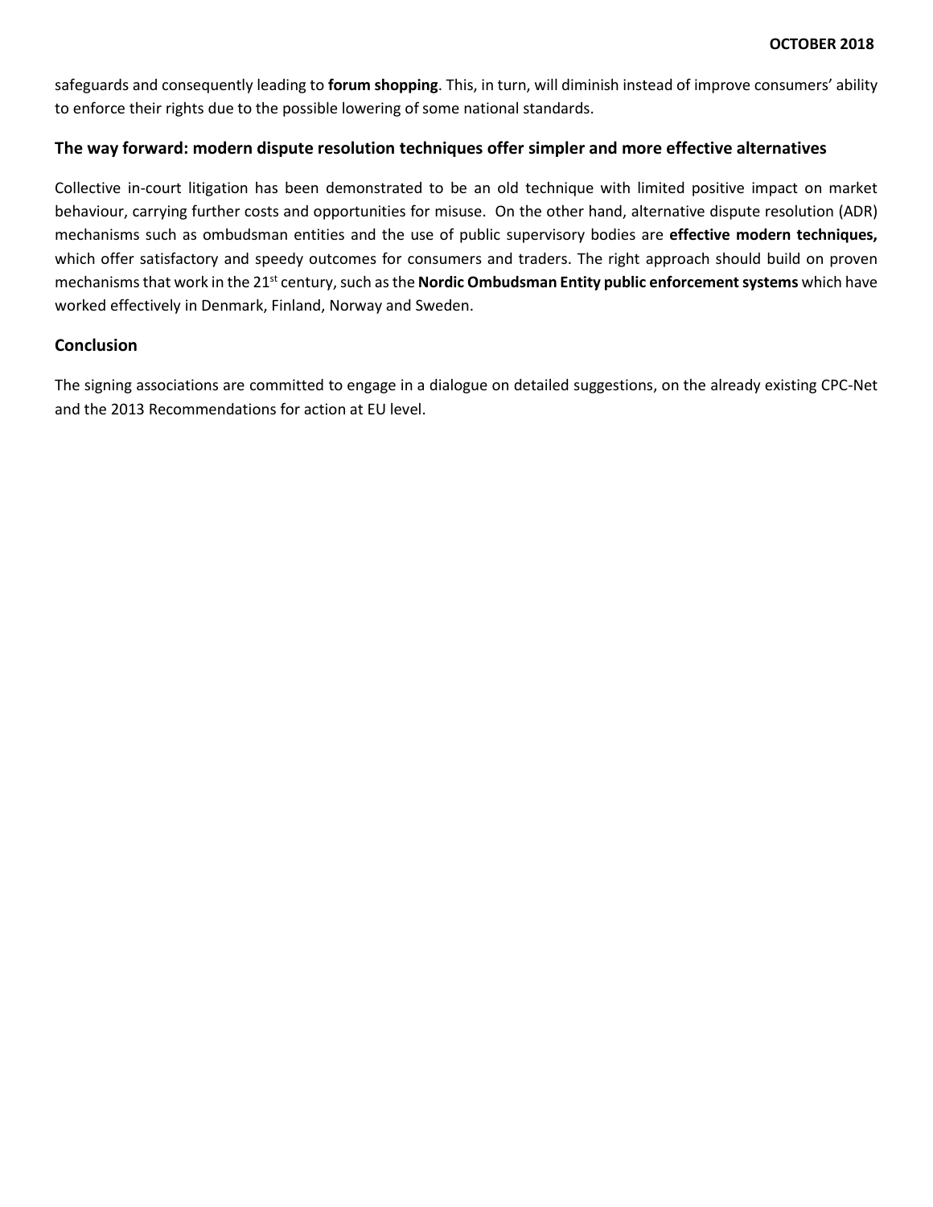safeguards and consequently leading to **forum shopping**. This, in turn, will diminish instead of improve consumers' ability to enforce their rights due to the possible lowering of some national standards.

### The way forward: modern dispute resolution techniques offer simpler and more effective alternatives

Collective in-court litigation has been demonstrated to be an old technique with limited positive impact on market behaviour, carrying further costs and opportunities for misuse. On the other hand, alternative dispute resolution (ADR) mechanisms such as ombudsman entities and the use of public supervisory bodies are **effective modern techniques,** which offer satisfactory and speedy outcomes for consumers and traders. The right approach should build on proven mechanisms that work in the 21st century, such as the **Nordic Ombudsman Entity public enforcement systems** which have worked effectively in Denmark, Finland, Norway and Sweden.

### Conclusion

The signing associations are committed to engage in a dialogue on detailed suggestions, on the already existing CPC-Net and the 2013 Recommendations for action at EU level.